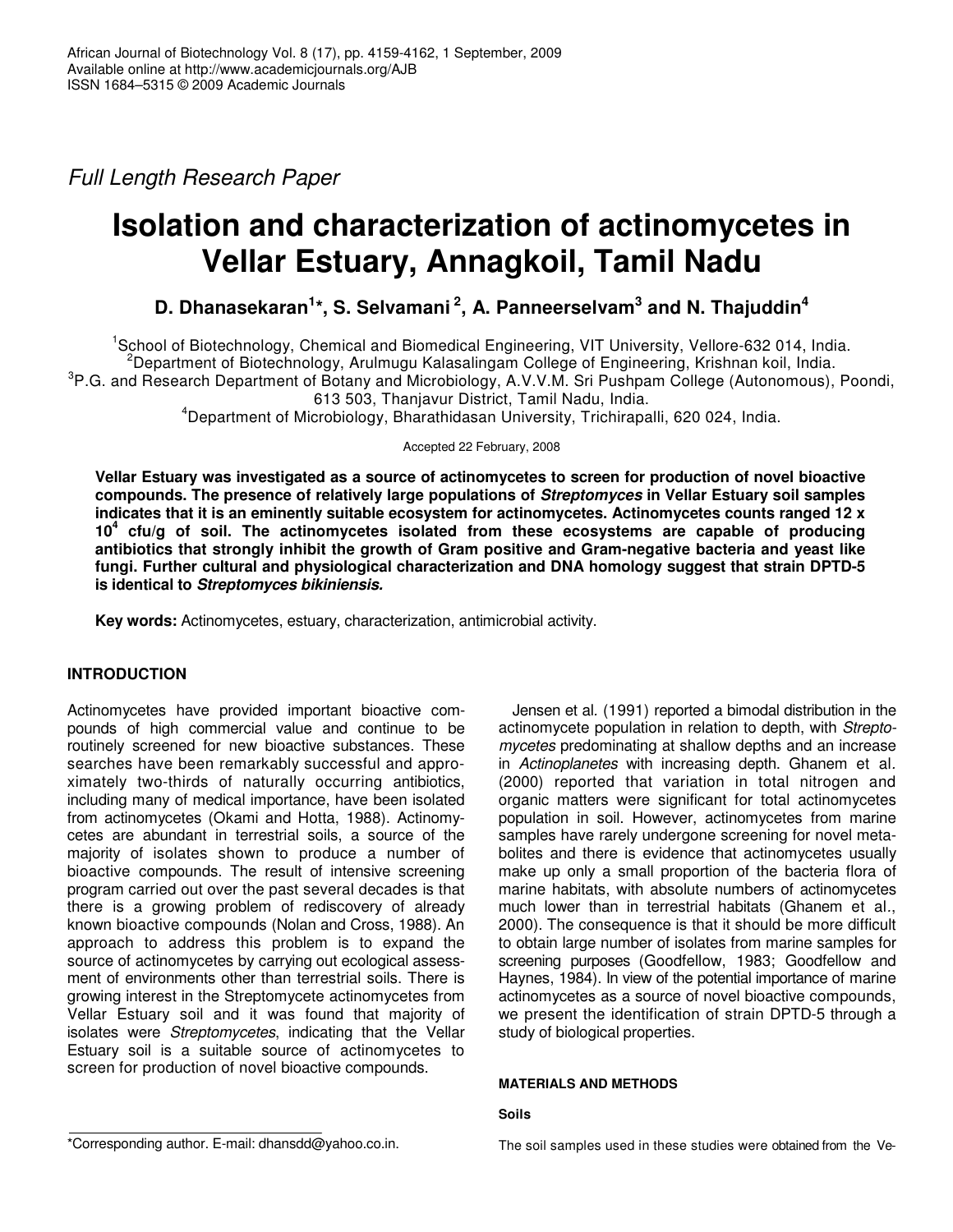*Full Length Research Paper*

# Isolation and characterization of actinomycetes in Vellar Estuary, Annagkoil, Tamil Nadu

**D. Dhanasekaran[1]*, S. Selvamani[2], A. Panneerselvam[3] and N. Thajuddin[4]**

[1]School of Biotechnology, Chemical and Biomedical Engineering, VIT University, Vellore-632 014, India.
[2]Department of Biotechnology, Arulmugu Kalasalingam College of Engineering, Krishnan koil, India.
[3]P.G. and Research Department of Botany and Microbiology, A.V.V.M. Sri Pushpam College (Autonomous), Poondi, 613 503, Thanjavur District, Tamil Nadu, India.
[4]Department of Microbiology, Bharathidasan University, Trichirapalli, 620 024, India.

Accepted 22 February, 2008

**Vellar Estuary was investigated as a source of actinomycetes to screen for production of novel bioactive compounds. The presence of relatively large populations of *Streptomyces* in Vellar Estuary soil samples indicates that it is an eminently suitable ecosystem for actinomycetes. Actinomycetes counts ranged 12 x $10^4$ cfu/g of soil. The actinomycetes isolated from these ecosystems are capable of producing antibiotics that strongly inhibit the growth of Gram positive and Gram-negative bacteria and yeast like fungi. Further cultural and physiological characterization and DNA homology suggest that strain DPTD-5 is identical to *Streptomyces bikiniensis.***

**Key words:** Actinomycetes, estuary, characterization, antimicrobial activity.

## INTRODUCTION

Actinomycetes have provided important bioactive compounds of high commercial value and continue to be routinely screened for new bioactive substances. These searches have been remarkably successful and approximately two-thirds of naturally occurring antibiotics, including many of medical importance, have been isolated from actinomycetes (Okami and Hotta, 1988). Actinomycetes are abundant in terrestrial soils, a source of the majority of isolates shown to produce a number of bioactive compounds. The result of intensive screening program carried out over the past several decades is that there is a growing problem of rediscovery of already known bioactive compounds (Nolan and Cross, 1988). An approach to address this problem is to expand the source of actinomycetes by carrying out ecological assessment of environments other than terrestrial soils. There is growing interest in the Streptomycete actinomycetes from Vellar Estuary soil and it was found that majority of isolates were *Streptomycetes*, indicating that the Vellar Estuary soil is a suitable source of actinomycetes to screen for production of novel bioactive compounds.

Jensen et al. (1991) reported a bimodal distribution in the actinomycete population in relation to depth, with *Streptomycetes* predominating at shallow depths and an increase in *Actinoplanetes* with increasing depth. Ghanem et al. (2000) reported that variation in total nitrogen and organic matters were significant for total actinomycetes population in soil. However, actinomycetes from marine samples have rarely undergone screening for novel metabolites and there is evidence that actinomycetes usually make up only a small proportion of the bacteria flora of marine habitats, with absolute numbers of actinomycetes much lower than in terrestrial habitats (Ghanem et al., 2000). The consequence is that it should be more difficult to obtain large number of isolates from marine samples for screening purposes (Goodfellow, 1983; Goodfellow and Haynes, 1984). In view of the potential importance of marine actinomycetes as a source of novel bioactive compounds, we present the identification of strain DPTD-5 through a study of biological properties.

## MATERIALS AND METHODS

### Soils

The soil samples used in these studies were obtained from the Ve-

*Corresponding author. E-mail: dhansdd@yahoo.co.in.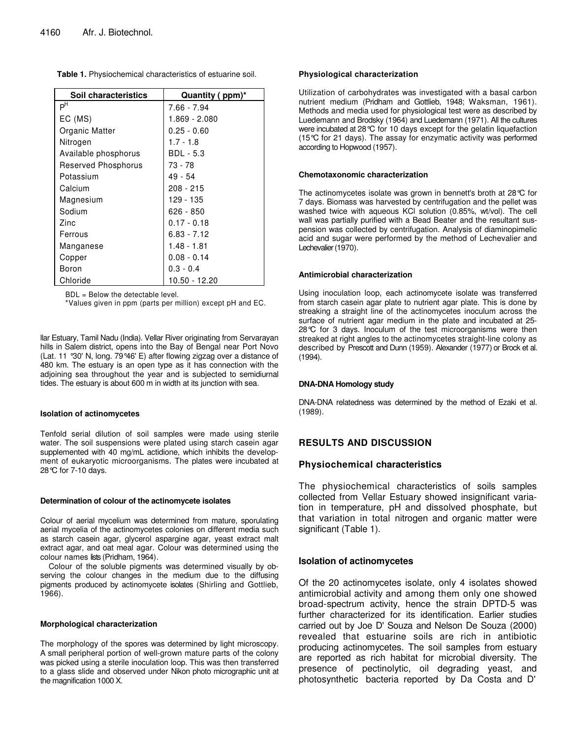**Table 1.** Physiochemical characteristics of estuarine soil.

| Soil characteristics | Quantity ( ppm)* |
|---|---|
| $P^H$ | 7.66 - 7.94 |
| EC (MS) | 1.869 - 2.080 |
| Organic Matter | 0.25 - 0.60 |
| Nitrogen | 1.7 - 1.8 |
| Available phosphorus | BDL - 5.3 |
| Reserved Phosphorus | 73 - 78 |
| Potassium | 49 - 54 |
| Calcium | 208 - 215 |
| Magnesium | 129 - 135 |
| Sodium | 626 - 850 |
| Zinc | 0.17 - 0.18 |
| Ferrous | 6.83 - 7.12 |
| Manganese | 1.48 - 1.81 |
| Copper | 0.08 - 0.14 |
| Boron | 0.3 - 0.4 |
| Chloride | 10.50 - 12.20 |

BDL = Below the detectable level.
*Values given in ppm (parts per million) except pH and EC.

llar Estuary, Tamil Nadu (India). Vellar River originating from Servarayan hills in Salem district, opens into the Bay of Bengal near Port Novo (Lat. 11 °30' N, long. 79°46' E) after flowing zigzag over a distance of 480 km. The estuary is an open type as it has connection with the adjoining sea throughout the year and is subjected to semidiurnal tides. The estuary is about 600 m in width at its junction with sea.

#### Isolation of actinomycetes

Tenfold serial dilution of soil samples were made using sterile water. The soil suspensions were plated using starch casein agar supplemented with 40 mg/mL actidione, which inhibits the development of eukaryotic microorganisms. The plates were incubated at 28°C for 7-10 days.

#### Determination of colour of the actinomycete isolates

Colour of aerial mycelium was determined from mature, sporulating aerial mycelia of the actinomycetes colonies on different media such as starch casein agar, glycerol aspargine agar, yeast extract malt extract agar, and oat meal agar. Colour was determined using the colour names lists (Pridham, 1964).

Colour of the soluble pigments was determined visually by observing the colour changes in the medium due to the diffusing pigments produced by actinomycete isolates (Shirling and Gottlieb, 1966).

#### Morphological characterization

The morphology of the spores was determined by light microscopy. A small peripheral portion of well-grown mature parts of the colony was picked using a sterile inoculation loop. This was then transferred to a glass slide and observed under Nikon photo micrographic unit at the magnification 1000 X.

#### Physiological characterization

Utilization of carbohydrates was investigated with a basal carbon nutrient medium (Pridham and Gottlieb, 1948; Waksman, 1961). Methods and media used for physiological test were as described by Luedemann and Brodsky (1964) and Luedemann (1971). All the cultures were incubated at 28°C for 10 days except for the gelatin liquefaction (15°C for 21 days). The assay for enzymatic activity was performed according to Hopwood (1957).

#### Chemotaxonomic characterization

The actinomycetes isolate was grown in bennett's broth at 28°C for 7 days. Biomass was harvested by centrifugation and the pellet was washed twice with aqueous KCl solution (0.85%, wt/vol). The cell wall was partially purified with a Bead Beater and the resultant suspension was collected by centrifugation. Analysis of diaminopimelic acid and sugar were performed by the method of Lechevalier and Lechevalier (1970).

#### Antimicrobial characterization

Using inoculation loop, each actinomycete isolate was transferred from starch casein agar plate to nutrient agar plate. This is done by streaking a straight line of the actinomycetes inoculum across the surface of nutrient agar medium in the plate and incubated at 25-28°C for 3 days. Inoculum of the test microorganisms were then streaked at right angles to the actinomycetes straight-line colony as described by Prescott and Dunn (1959). Alexander (1977) or Brock et al. (1994).

#### DNA-DNA Homology study

DNA-DNA relatedness was determined by the method of Ezaki et al. (1989).

## RESULTS AND DISCUSSION

### Physiochemical characteristics

The physiochemical characteristics of soils samples collected from Vellar Estuary showed insignificant variation in temperature, pH and dissolved phosphate, but that variation in total nitrogen and organic matter were significant (Table 1).

### Isolation of actinomycetes

Of the 20 actinomycetes isolate, only 4 isolates showed antimicrobial activity and among them only one showed broad-spectrum activity, hence the strain DPTD-5 was further characterized for its identification. Earlier studies carried out by Joe D' Souza and Nelson De Souza (2000) revealed that estuarine soils are rich in antibiotic producing actinomycetes. The soil samples from estuary are reported as rich habitat for microbial diversity. The presence of pectinolytic, oil degrading yeast, and photosynthetic bacteria reported by Da Costa and D'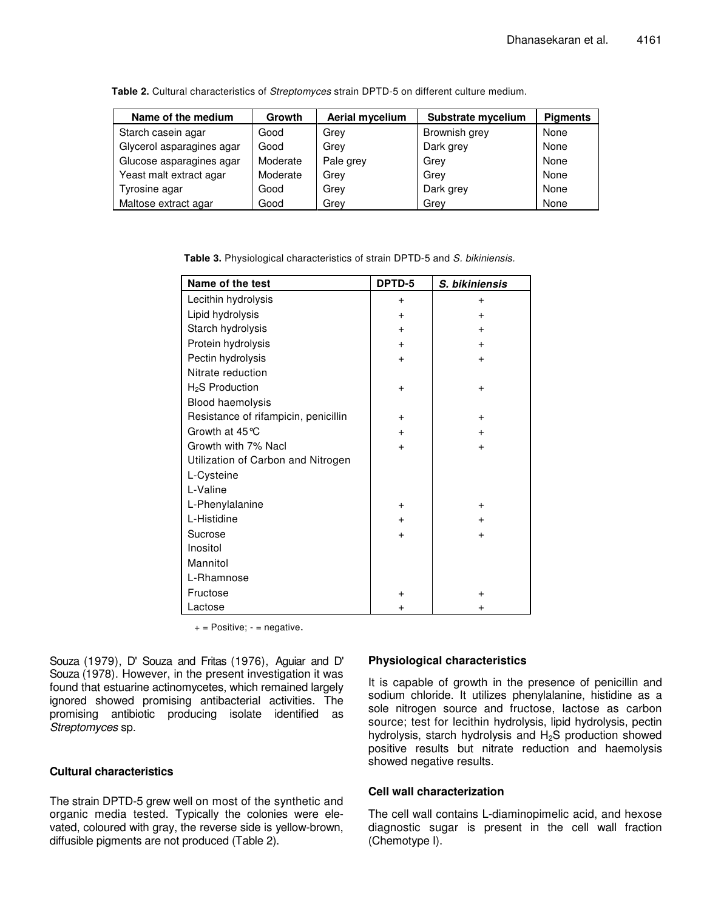**Table 2.** Cultural characteristics of *Streptomyces* strain DPTD-5 on different culture medium.

| Name of the medium | Growth | Aerial mycelium | Substrate mycelium | Pigments |
|---|---|---|---|---|
| Starch casein agar | Good | Grey | Brownish grey | None |
| Glycerol asparagines agar | Good | Grey | Dark grey | None |
| Glucose asparagines agar | Moderate | Pale grey | Grey | None |
| Yeast malt extract agar | Moderate | Grey | Grey | None |
| Tyrosine agar | Good | Grey | Dark grey | None |
| Maltose extract agar | Good | Grey | Grey | None |

**Table 3.** Physiological characteristics of strain DPTD-5 and *S. bikiniensis*.

| Name of the test | DPTD-5 | *S. bikiniensis* |
|---|---|---|
| Lecithin hydrolysis | + | + |
| Lipid hydrolysis | + | + |
| Starch hydrolysis | + | + |
| Protein hydrolysis | + | + |
| Pectin hydrolysis | + | + |
| Nitrate reduction | | |
| $H_2S$ Production | + | + |
| Blood haemolysis | | |
| Resistance of rifampicin, penicillin | + | + |
| Growth at 45°C | + | + |
| Growth with 7% Nacl | + | + |
| Utilization of Carbon and Nitrogen | | |
| L-Cysteine | | |
| L-Valine | | |
| L-Phenylalanine | + | + |
| L-Histidine | + | + |
| Sucrose | + | + |
| Inositol | | |
| Mannitol | | |
| L-Rhamnose | | |
| Fructose | + | + |
| Lactose | + | + |

+ = Positive; - = negative.

Souza (1979), D' Souza and Fritas (1976), Aguiar and D' Souza (1978). However, in the present investigation it was found that estuarine actinomycetes, which remained largely ignored showed promising antibacterial activities. The promising antibiotic producing isolate identified as *Streptomyces* sp.

### Cultural characteristics

The strain DPTD-5 grew well on most of the synthetic and organic media tested. Typically the colonies were elevated, coloured with gray, the reverse side is yellow-brown, diffusible pigments are not produced (Table 2).

### Physiological characteristics

It is capable of growth in the presence of penicillin and sodium chloride. It utilizes phenylalanine, histidine as a sole nitrogen source and fructose, lactose as carbon source; test for lecithin hydrolysis, lipid hydrolysis, pectin hydrolysis, starch hydrolysis and $H_2S$ production showed positive results but nitrate reduction and haemolysis showed negative results.

### Cell wall characterization

The cell wall contains L-diaminopimelic acid, and hexose diagnostic sugar is present in the cell wall fraction (Chemotype I).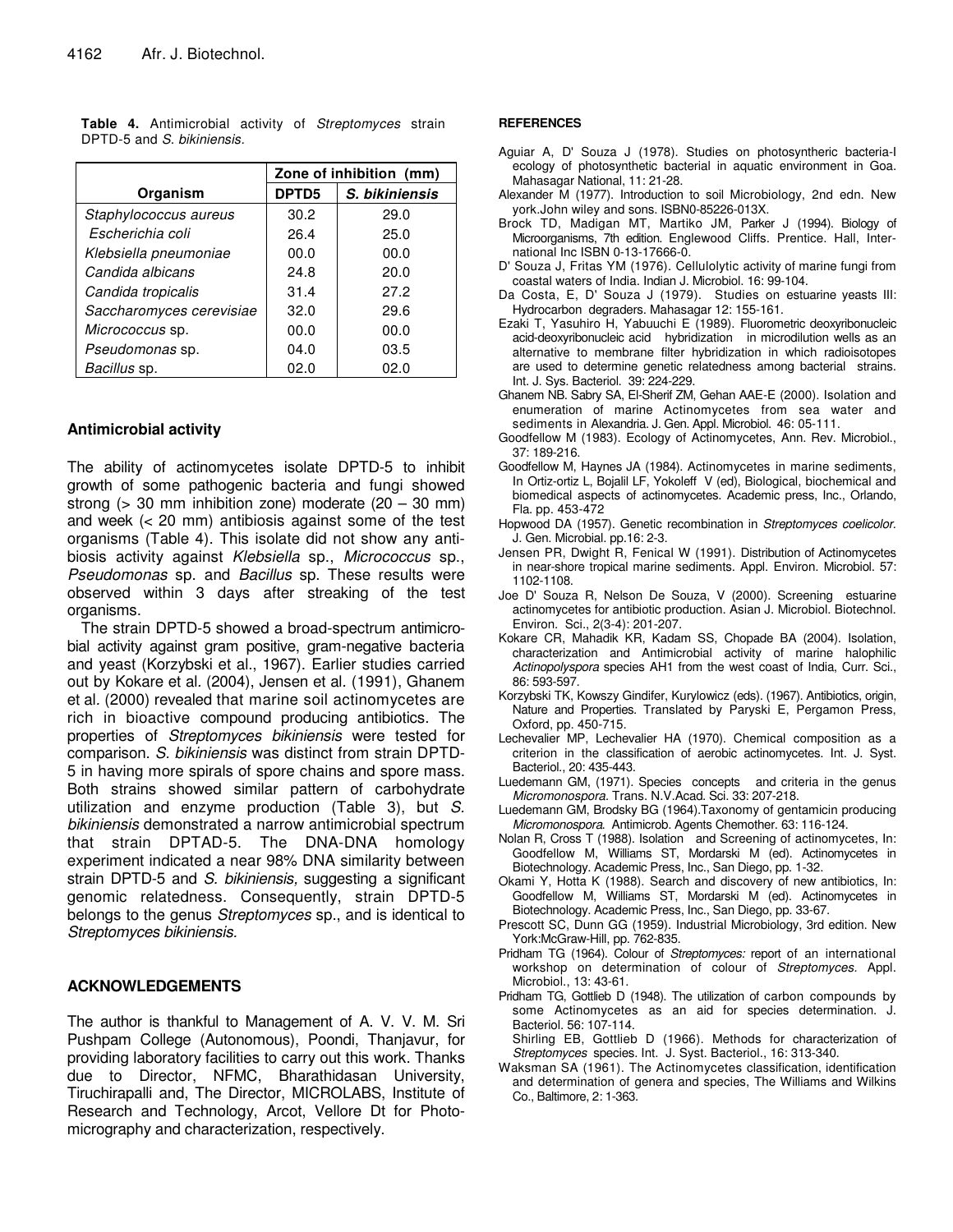**Table 4.** Antimicrobial activity of *Streptomyces* strain DPTD-5 and *S. bikiniensis*.

| Organism | Zone of inhibition (mm) | |
|---|---|---|
| | **DPTD5** | ***S. bikiniensis*** |
| *Staphylococcus aureus* | 30.2 | 29.0 |
| *Escherichia coli* | 26.4 | 25.0 |
| *Klebsiella pneumoniae* | 00.0 | 00.0 |
| *Candida albicans* | 24.8 | 20.0 |
| *Candida tropicalis* | 31.4 | 27.2 |
| *Saccharomyces cerevisiae* | 32.0 | 29.6 |
| *Micrococcus* sp. | 00.0 | 00.0 |
| *Pseudomonas* sp. | 04.0 | 03.5 |
| *Bacillus* sp. | 02.0 | 02.0 |

## Antimicrobial activity

The ability of actinomycetes isolate DPTD-5 to inhibit growth of some pathogenic bacteria and fungi showed strong (> 30 mm inhibition zone) moderate (20 – 30 mm) and week (< 20 mm) antibiosis against some of the test organisms (Table 4). This isolate did not show any antibiosis activity against *Klebsiella* sp., *Micrococcus* sp., *Pseudomonas* sp. and *Bacillus* sp. These results were observed within 3 days after streaking of the test organisms.

The strain DPTD-5 showed a broad-spectrum antimicrobial activity against gram positive, gram-negative bacteria and yeast (Korzybski et al., 1967). Earlier studies carried out by Kokare et al. (2004), Jensen et al. (1991), Ghanem et al. (2000) revealed that marine soil actinomycetes are rich in bioactive compound producing antibiotics. The properties of *Streptomyces bikiniensis* were tested for comparison. *S. bikiniensis* was distinct from strain DPTD-5 in having more spirals of spore chains and spore mass. Both strains showed similar pattern of carbohydrate utilization and enzyme production (Table 3), but *S. bikiniensis* demonstrated a narrow antimicrobial spectrum that strain DPTAD-5. The DNA-DNA homology experiment indicated a near 98% DNA similarity between strain DPTD-5 and *S. bikiniensis,* suggesting a significant genomic relatedness. Consequently, strain DPTD-5 belongs to the genus *Streptomyces* sp., and is identical to *Streptomyces bikiniensis.*

## ACKNOWLEDGEMENTS

The author is thankful to Management of A. V. V. M. Sri Pushpam College (Autonomous), Poondi, Thanjavur, for providing laboratory facilities to carry out this work. Thanks due to Director, NFMC, Bharathidasan University, Tiruchirapalli and, The Director, MICROLABS, Institute of Research and Technology, Arcot, Vellore Dt for Photomicrography and characterization, respectively.

## REFERENCES

Aguiar A, D' Souza J (1978). Studies on photosynthetic bacteria-I ecology of photosynthetic bacterial in aquatic environment in Goa. Mahasagar National, 11: 21-28.

Alexander M (1977). Introduction to soil Microbiology, 2nd edn. New york.John wiley and sons. ISBN0-85226-013X.

Brock TD, Madigan MT, Martiko JM, Parker J (1994). Biology of Microorganisms, 7th edition. Englewood Cliffs. Prentice. Hall, International Inc ISBN 0-13-17666-0.

D' Souza J, Fritas YM (1976). Cellulolytic activity of marine fungi from coastal waters of India. Indian J. Microbiol. 16: 99-104.

Da Costa, E, D' Souza J (1979). Studies on estuarine yeasts III: Hydrocarbon degraders. Mahasagar 12: 155-161.

Ezaki T, Yasuhiro H, Yabuuchi E (1989). Fluorometric deoxyribonucleic acid-deoxyribonucleic acid hybridization in microdilution wells as an alternative to membrane filter hybridization in which radioisotopes are used to determine genetic relatedness among bacterial strains. Int. J. Sys. Bacteriol. 39: 224-229.

Ghanem NB. Sabry SA, El-Sherif ZM, Gehan AAE-E (2000). Isolation and enumeration of marine Actinomycetes from sea water and sediments in Alexandria. J. Gen. Appl. Microbiol. 46: 05-111.

Goodfellow M (1983). Ecology of Actinomycetes, Ann. Rev. Microbiol., 37: 189-216.

Goodfellow M, Haynes JA (1984). Actinomycetes in marine sediments, In Ortiz-ortiz L, Bojalil LF, Yokoleff V (ed), Biological, biochemical and biomedical aspects of actinomycetes. Academic press, Inc., Orlando, Fla. pp. 453-472

Hopwood DA (1957). Genetic recombination in *Streptomyces coelicolor.* J. Gen. Microbial. pp.16: 2-3.

Jensen PR, Dwight R, Fenical W (1991). Distribution of Actinomycetes in near-shore tropical marine sediments. Appl. Environ. Microbiol. 57: 1102-1108.

Joe D' Souza R, Nelson De Souza, V (2000). Screening estuarine actinomycetes for antibiotic production. Asian J. Microbiol. Biotechnol. Environ. Sci., 2(3-4): 201-207.

Kokare CR, Mahadik KR, Kadam SS, Chopade BA (2004). Isolation, characterization and Antimicrobial activity of marine halophilic *Actinopolyspora* species AH1 from the west coast of India, Curr. Sci., 86: 593-597.

Korzybski TK, Kowszy Gindifer, Kurylowicz (eds). (1967). Antibiotics, origin, Nature and Properties. Translated by Paryski E, Pergamon Press, Oxford, pp. 450-715.

Lechevalier MP, Lechevalier HA (1970). Chemical composition as a criterion in the classification of aerobic actinomycetes. Int. J. Syst. Bacteriol., 20: 435-443.

Luedemann GM, (1971). Species concepts and criteria in the genus *Micromonospora.* Trans. N.V.Acad. Sci. 33: 207-218.

Luedemann GM, Brodsky BG (1964).Taxonomy of gentamicin producing *Micromonospora.* Antimicrob. Agents Chemother. 63: 116-124.

Nolan R, Cross T (1988). Isolation and Screening of actinomycetes, In: Goodfellow M, Williams ST, Mordarski M (ed). Actinomycetes in Biotechnology. Academic Press, Inc., San Diego, pp. 1-32.

Okami Y, Hotta K (1988). Search and discovery of new antibiotics, In: Goodfellow M, Williams ST, Mordarski M (ed). Actinomycetes in Biotechnology. Academic Press, Inc., San Diego, pp. 33-67.

Prescott SC, Dunn GG (1959). Industrial Microbiology, 3rd edition. New York:McGraw-Hill, pp. 762-835.

Pridham TG (1964). Colour of *Streptomyces:* report of an international workshop on determination of colour of *Streptomyces.* Appl. Microbiol., 13: 43-61.

Pridham TG, Gottlieb D (1948). The utilization of carbon compounds by some Actinomycetes as an aid for species determination. J. Bacteriol. 56: 107-114.

Shirling EB, Gottlieb D (1966). Methods for characterization of *Streptomyces* species. Int. J. Syst. Bacteriol., 16: 313-340.

Waksman SA (1961). The Actinomycetes classification, identification and determination of genera and species, The Williams and Wilkins Co., Baltimore, 2: 1-363.